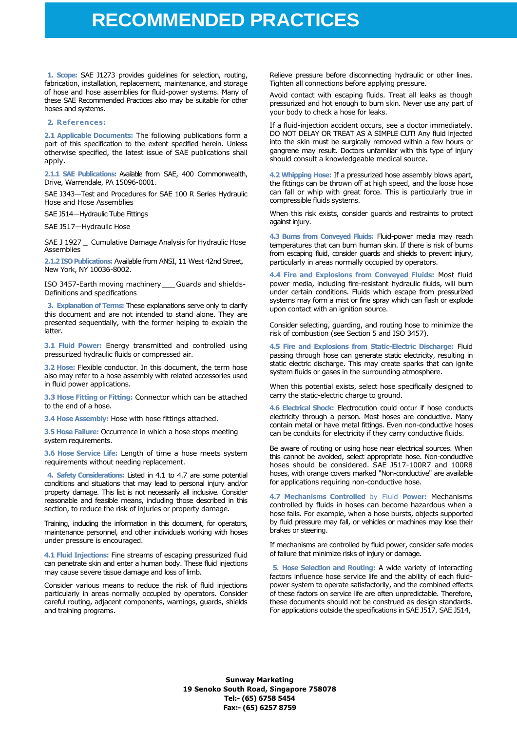# RECOMMENDED PRACTICES

**1. Scope:** SAE J1273 provides guidelines for selection, routing, fabrication, installation, replacement, maintenance, and storage of hose and hose assemblies for fluid-power systems. Many of these SAE Recommended Practices also may be suitable for other hoses and systems.

## 2. References:

**2.1 Applicable Documents:** The following publications form a part of this specification to the extent specified herein. Unless otherwise specified, the latest issue of SAE publications shall apply.

**2.1.1 SAE Publications:** Available from SAE, 400 Commonwealth, Drive, Warrendale, PA 15096-0001.

SAE J343—Test and Procedures for SAE 100 R Series Hydraulic Hose and Hose Assemblies

SAE J514—Hydraulic Tube Fittings

SAE J517—Hydraulic Hose

SAE J 1927 _ Cumulative Damage Analysis for Hydraulic Hose Assemblies

**2.1.2 ISO Publications:** Available from ANSI, 11 West 42nd Street, New York, NY 10036-8002.

ISO 3457-Earth moving machinery ___ Guards and shields-Definitions and specifications

**3. Explanation of Terms:** These explanations serve only to clarify this document and are not intended to stand alone. They are presented sequentially, with the former helping to explain the latter.

**3.1 Fluid Power:** Energy transmitted and controlled using pressurized hydraulic fluids or compressed air.

**3.2 Hose:** Flexible conductor. In this document, the term hose also may refer to a hose assembly with related accessories used in fluid power applications.

**3.3 Hose Fitting or Fitting:** Connector which can be attached to the end of a hose.

**3.4 Hose Assembly:** Hose with hose fittings attached.

**3.5 Hose Failure:** Occurrence in which a hose stops meeting system requirements.

**3.6 Hose Service Life:** Length of time a hose meets system requirements without needing replacement.

**4. Safety Considerations:** Listed in 4.1 to 4.7 are some potential conditions and situations that may lead to personal injury and/or property damage. This list is not necessarily all inclusive. Consider reasonable and feasible means, including those described in this section, to reduce the risk of injuries or property damage.

Training, including the information in this document, for operators, maintenance personnel, and other individuals working with hoses under pressure is encouraged.

**4.1 Fluid Injections:** Fine streams of escaping pressurized fluid can penetrate skin and enter a human body. These fluid injections may cause severe tissue damage and loss of limb.

Consider various means to reduce the risk of fluid injections particularly in areas normally occupied by operators. Consider careful routing, adjacent components, warnings, guards, shields and training programs.

Relieve pressure before disconnecting hydraulic or other lines. Tighten all connections before applying pressure.

Avoid contact with escaping fluids. Treat all leaks as though pressurized and hot enough to burn skin. Never use any part of your body to check a hose for leaks.

If a fluid-injection accident occurs, see a doctor immediately. DO NOT DELAY OR TREAT AS A SIMPLE CUT! Any fluid injected into the skin must be surgically removed within a few hours or gangrene may result. Doctors unfamiliar with this type of injury should consult a knowledgeable medical source.

**4.2 Whipping Hose:** If a pressurized hose assembly blows apart, the fittings can be thrown off at high speed, and the loose hose can fall or whip with great force. This is particularly true in compressible fluids systems.

When this risk exists, consider guards and restraints to protect against injury.

**4.3 Burns from Conveyed Fluids:** Fluid-power media may reach temperatures that can burn human skin. If there is risk of burns from escaping fluid, consider guards and shields to prevent injury, particularly in areas normally occupied by operators.

**4.4 Fire and Explosions from Conveyed Fluids:** Most fluid power media, including fire-resistant hydraulic fluids, will burn under certain conditions. Fluids which escape from pressurized systems may form a mist or fine spray which can flash or explode upon contact with an ignition source.

Consider selecting, guarding, and routing hose to minimize the risk of combustion (see Section 5 and ISO 3457).

**4.5 Fire and Explosions from Static-Electric Discharge:** Fluid passing through hose can generate static electricity, resulting in static electric discharge. This may create sparks that can ignite system fluids or gases in the surrounding atmosphere.

When this potential exists, select hose specifically designed to carry the static-electric charge to ground.

**4.6 Electrical Shock:** Electrocution could occur if hose conducts electricity through a person. Most hoses are conductive. Many contain metal or have metal fittings. Even non-conductive hoses can be conduits for electricity if they carry conductive fluids.

Be aware of routing or using hose near electrical sources. When this cannot be avoided, select appropriate hose. Non-conductive hoses should be considered. SAE J517-100R7 and 100R8 hoses, with orange covers marked "Non-conductive" are available for applications requiring non-conductive hose.

**4.7 Mechanisms Controlled by Fluid Power:** Mechanisms controlled by fluids in hoses can become hazardous when a hose fails. For example, when a hose bursts, objects supported by fluid pressure may fall, or vehicles or machines may lose their brakes or steering.

If mechanisms are controlled by fluid power, consider safe modes of failure that minimize risks of injury or damage.

**5. Hose Selection and Routing:** A wide variety of interacting factors influence hose service life and the ability of each fluid-power system to operate satisfactorily, and the combined effects of these factors on service life are often unpredictable. Therefore, these documents should not be construed as design standards. For applications outside the specifications in SAE J517, SAE J514,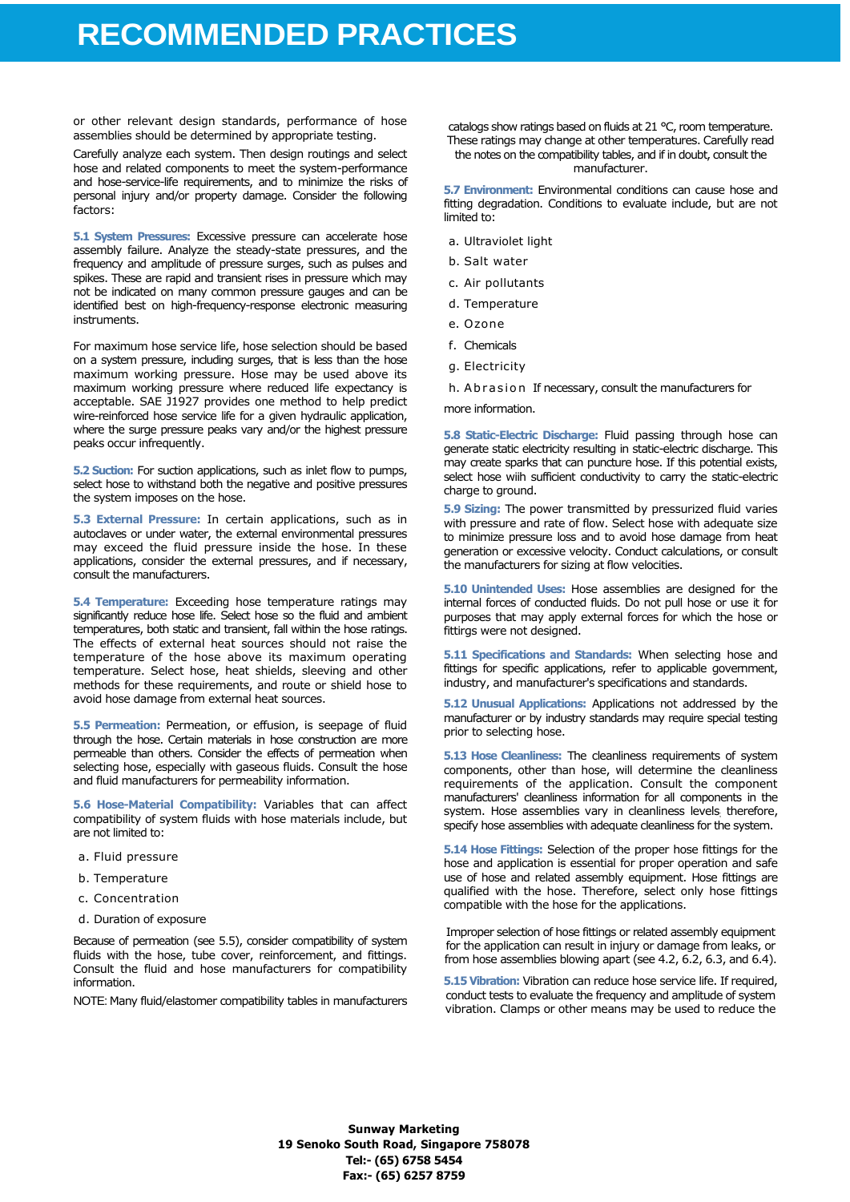# RECOMMENDED PRACTICES

or other relevant design standards, performance of hose assemblies should be determined by appropriate testing.

Carefully analyze each system. Then design routings and select hose and related components to meet the system-performance and hose-service-life requirements, and to minimize the risks of personal injury and/or property damage. Consider the following factors:

**5.1 System Pressures:** Excessive pressure can accelerate hose assembly failure. Analyze the steady-state pressures, and the frequency and amplitude of pressure surges, such as pulses and spikes. These are rapid and transient rises in pressure which may not be indicated on many common pressure gauges and can be identified best on high-frequency-response electronic measuring instruments.

For maximum hose service life, hose selection should be based on a system pressure, including surges, that is less than the hose maximum working pressure. Hose may be used above its maximum working pressure where reduced life expectancy is acceptable. SAE J1927 provides one method to help predict wire-reinforced hose service life for a given hydraulic application, where the surge pressure peaks vary and/or the highest pressure peaks occur infrequently.

**5.2 Suction:** For suction applications, such as inlet flow to pumps, select hose to withstand both the negative and positive pressures the system imposes on the hose.

**5.3 External Pressure:** In certain applications, such as in autoclaves or under water, the external environmental pressures may exceed the fluid pressure inside the hose. In these applications, consider the external pressures, and if necessary, consult the manufacturers.

**5.4 Temperature:** Exceeding hose temperature ratings may significantly reduce hose life. Select hose so the fluid and ambient temperatures, both static and transient, fall within the hose ratings. The effects of external heat sources should not raise the temperature of the hose above its maximum operating temperature. Select hose, heat shields, sleeving and other methods for these requirements, and route or shield hose to avoid hose damage from external heat sources.

**5.5 Permeation:** Permeation, or effusion, is seepage of fluid through the hose. Certain materials in hose construction are more permeable than others. Consider the effects of permeation when selecting hose, especially with gaseous fluids. Consult the hose and fluid manufacturers for permeability information.

**5.6 Hose-Material Compatibility:** Variables that can affect compatibility of system fluids with hose materials include, but are not limited to:

a. Fluid pressure
b. Temperature
c. Concentration
d. Duration of exposure

Because of permeation (see 5.5), consider compatibility of system fluids with the hose, tube cover, reinforcement, and fittings. Consult the fluid and hose manufacturers for compatibility information.

NOTE: Many fluid/elastomer compatibility tables in manufacturers catalogs show ratings based on fluids at 21 °C, room temperature. These ratings may change at other temperatures. Carefully read the notes on the compatibility tables, and if in doubt, consult the manufacturer.

**5.7 Environment:** Environmental conditions can cause hose and fitting degradation. Conditions to evaluate include, but are not limited to:

a. Ultraviolet light
b. Salt water
c. Air pollutants
d. Temperature
e. Ozone
f. Chemicals
g. Electricity
h. Abrasion If necessary, consult the manufacturers for more information.

**5.8 Static-Electric Discharge:** Fluid passing through hose can generate static electricity resulting in static-electric discharge. This may create sparks that can puncture hose. If this potential exists, select hose wiih sufficient conductivity to carry the static-electric charge to ground.

**5.9 Sizing:** The power transmitted by pressurized fluid varies with pressure and rate of flow. Select hose with adequate size to minimize pressure loss and to avoid hose damage from heat generation or excessive velocity. Conduct calculations, or consult the manufacturers for sizing at flow velocities.

**5.10 Unintended Uses:** Hose assemblies are designed for the internal forces of conducted fluids. Do not pull hose or use it for purposes that may apply external forces for which the hose or fittirgs were not designed.

**5.11 Specifications and Standards:** When selecting hose and fittings for specific applications, refer to applicable government, industry, and manufacturer's specifications and standards.

**5.12 Unusual Applications:** Applications not addressed by the manufacturer or by industry standards may require special testing prior to selecting hose.

**5.13 Hose Cleanliness:** The cleanliness requirements of system components, other than hose, will determine the cleanliness requirements of the application. Consult the component manufacturers' cleanliness information for all components in the system. Hose assemblies vary in cleanliness levels, therefore, specify hose assemblies with adequate cleanliness for the system.

**5.14 Hose Fittings:** Selection of the proper hose fittings for the hose and application is essential for proper operation and safe use of hose and related assembly equipment. Hose fittings are qualified with the hose. Therefore, select only hose fittings compatible with the hose for the applications.

Improper selection of hose fittings or related assembly equipment for the application can result in injury or damage from leaks, or from hose assemblies blowing apart (see 4.2, 6.2, 6.3, and 6.4).

**5.15 Vibration:** Vibration can reduce hose service life. If required, conduct tests to evaluate the frequency and amplitude of system vibration. Clamps or other means may be used to reduce the

**Sunway Marketing**
**19 Senoko South Road, Singapore 758078**
**Tel:- (65) 6758 5454**
**Fax:- (65) 6257 8759**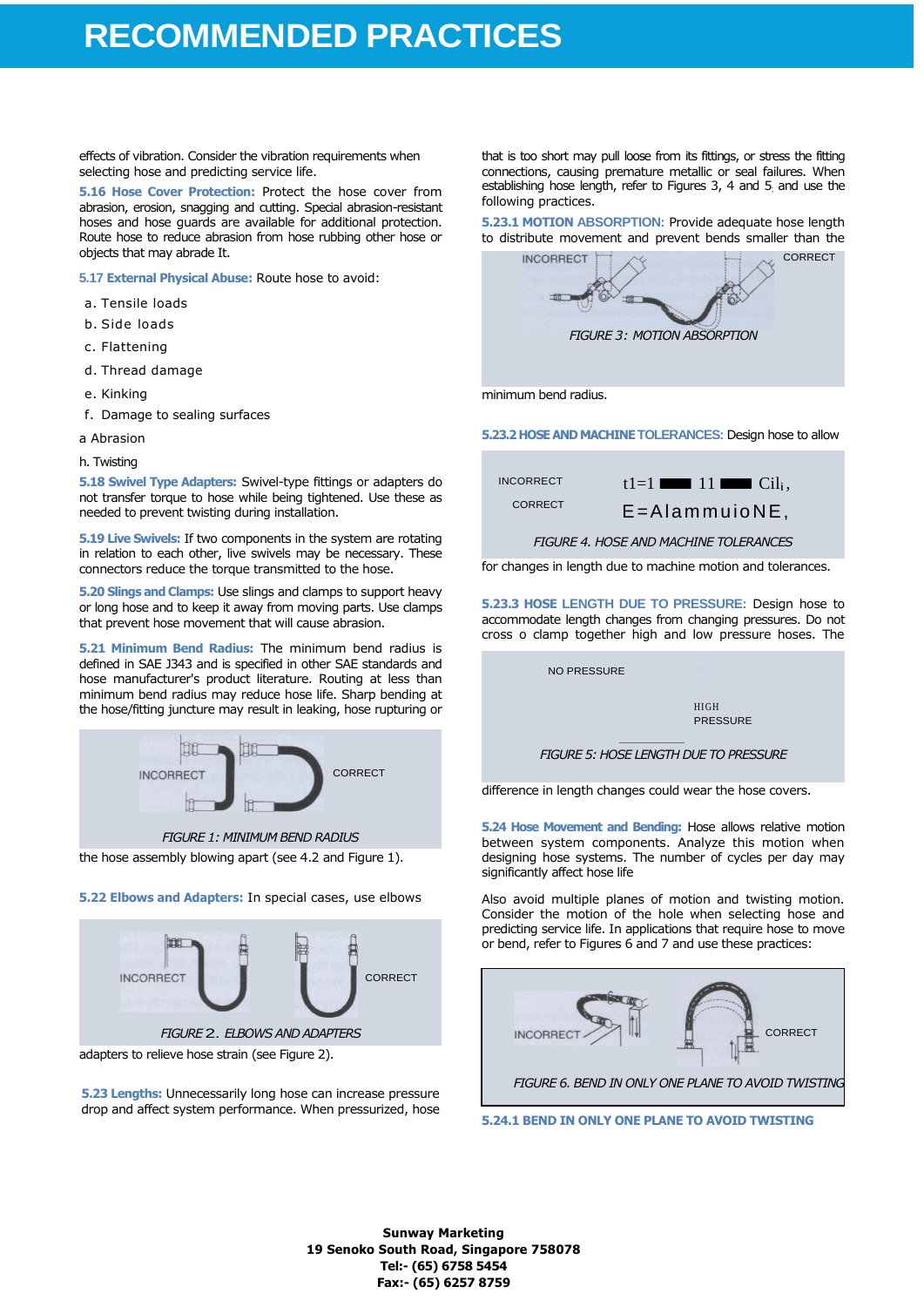# RECOMMENDED PRACTICES

effects of vibration. Consider the vibration requirements when selecting hose and predicting service life.

**5.16 Hose Cover Protection:** Protect the hose cover from abrasion, erosion, snagging and cutting. Special abrasion-resistant hoses and hose guards are available for additional protection. Route hose to reduce abrasion from hose rubbing other hose or objects that may abrade It.

**5.17 External Physical Abuse:** Route hose to avoid:

a. Tensile loads
b. Side loads
c. Flattening
d. Thread damage
e. Kinking
f. Damage to sealing surfaces
a Abrasion
h. Twisting

**5.18 Swivel Type Adapters:** Swivel-type fittings or adapters do not transfer torque to hose while being tightened. Use these as needed to prevent twisting during installation.

**5.19 Live Swivels:** If two components in the system are rotating in relation to each other, live swivels may be necessary. These connectors reduce the torque transmitted to the hose.

**5.20 Slings and Clamps:** Use slings and clamps to support heavy or long hose and to keep it away from moving parts. Use clamps that prevent hose movement that will cause abrasion.

**5.21 Minimum Bend Radius:** The minimum bend radius is defined in SAE J343 and is specified in other SAE standards and hose manufacturer's product literature. Routing at less than minimum bend radius may reduce hose life. Sharp bending at the hose/fitting juncture may result in leaking, hose rupturing or

INCORRECT CORRECT

*FIGURE 1: MINIMUM BEND RADIUS*

the hose assembly blowing apart (see 4.2 and Figure 1).

**5.22 Elbows and Adapters:** In special cases, use elbows

INCORRECT CORRECT

*FIGURE 2. ELBOWS AND ADAPTERS*

adapters to relieve hose strain (see Figure 2).

**5.23 Lengths:** Unnecessarily long hose can increase pressure drop and affect system performance. When pressurized, hose that is too short may pull loose from its fittings, or stress the fitting connections, causing premature metallic or seal failures. When establishing hose length, refer to Figures 3, 4 and 5 and use the following practices:

**5.23.1 MOTION ABSORPTION:** Provide adequate hose length to distribute movement and prevent bends smaller than the

INCORRECT CORRECT

*FIGURE 3: MOTION ABSORPTION*

minimum bend radius.

**5.23.2 HOSE AND MACHINE TOLERANCES:** Design hose to allow

INCORRECT CORRECT

*FIGURE 4. HOSE AND MACHINE TOLERANCES*

for changes in length due to machine motion and tolerances.

**5.23.3 HOSE LENGTH DUE TO PRESSURE:** Design hose to accommodate length changes from changing pressures. Do not cross o clamp together high and low pressure hoses. The

NO PRESSURE

HIGH PRESSURE

*FIGURE 5: HOSE LENGTH DUE TO PRESSURE*

difference in length changes could wear the hose covers.

**5.24 Hose Movement and Bending:** Hose allows relative motion between system components. Analyze this motion when designing hose systems. The number of cycles per day may significantly affect hose life

Also avoid multiple planes of motion and twisting motion. Consider the motion of the hole when selecting hose and predicting service life. In applications that require hose to move or bend, refer to Figures 6 and 7 and use these practices:

INCORRECT CORRECT

*FIGURE 6. BEND IN ONLY ONE PLANE TO AVOID TWISTING*

**5.24.1 BEND IN ONLY ONE PLANE TO AVOID TWISTING**

**Sunway Marketing**
**19 Senoko South Road, Singapore 758078**
**Tel:- (65) 6758 5454**
**Fax:- (65) 6257 8759**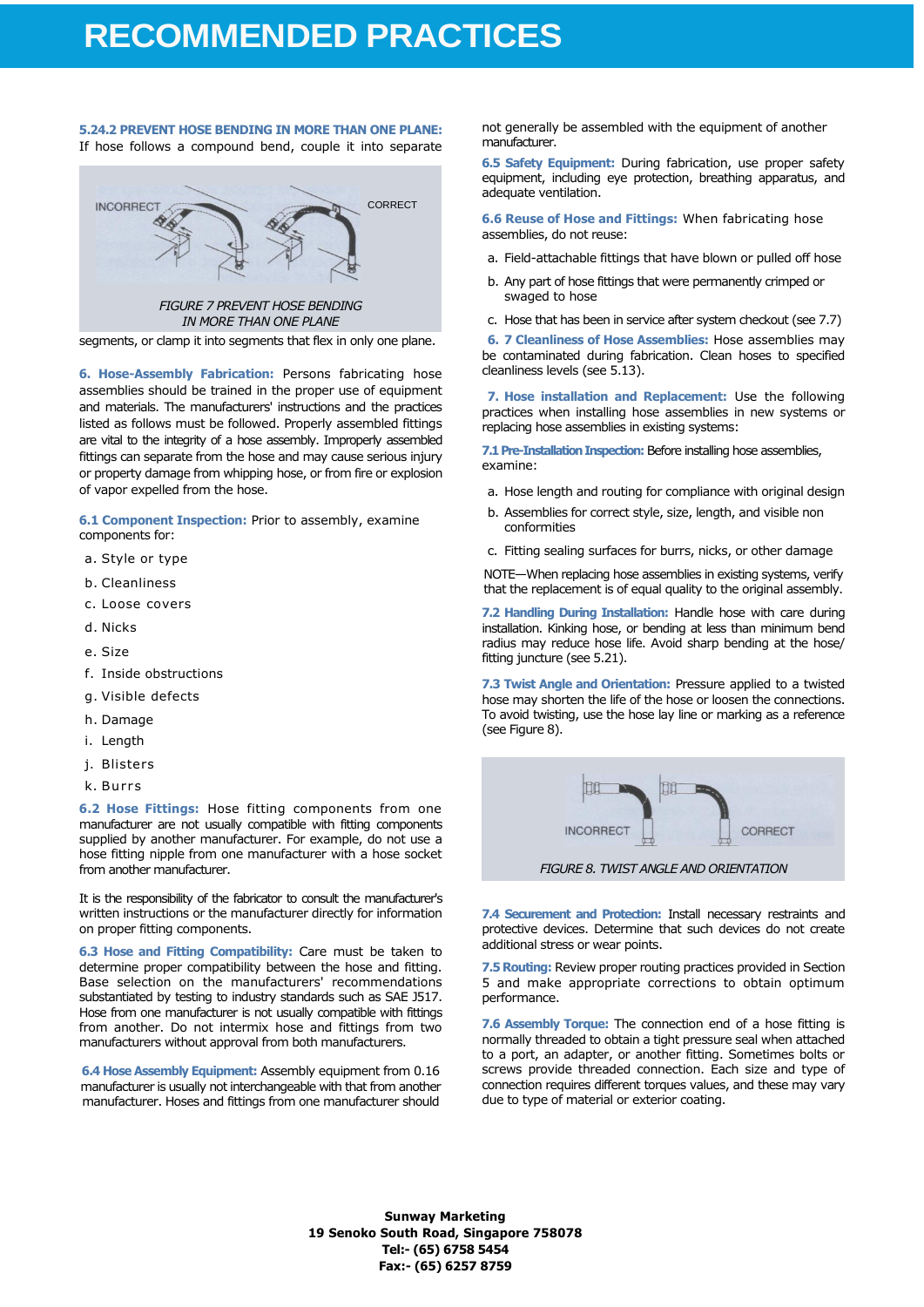# RECOMMENDED PRACTICES

**5.24.2 PREVENT HOSE BENDING IN MORE THAN ONE PLANE:** If hose follows a compound bend, couple it into separate segments, or clamp it into segments that flex in only one plane.

INCORRECT CORRECT

*FIGURE 7 PREVENT HOSE BENDING IN MORE THAN ONE PLANE*

**6. Hose-Assembly Fabrication:** Persons fabricating hose assemblies should be trained in the proper use of equipment and materials. The manufacturers' instructions and the practices listed as follows must be followed. Properly assembled fittings are vital to the integrity of a hose assembly. Improperly assembled fittings can separate from the hose and may cause serious injury or property damage from whipping hose, or from fire or explosion of vapor expelled from the hose.

**6.1 Component Inspection:** Prior to assembly, examine components for:

a. Style or type
b. Cleanliness
c. Loose covers
d. Nicks
e. Size
f. Inside obstructions
g. Visible defects
h. Damage
i. Length
j. Blisters
k. Burrs

**6.2 Hose Fittings:** Hose fitting components from one manufacturer are not usually compatible with fitting components supplied by another manufacturer. For example, do not use a hose fitting nipple from one manufacturer with a hose socket from another manufacturer.

It is the responsibility of the fabricator to consult the manufacturer's written instructions or the manufacturer directly for information on proper fitting components.

**6.3 Hose and Fitting Compatibility:** Care must be taken to determine proper compatibility between the hose and fitting. Base selection on the manufacturers' recommendations substantiated by testing to industry standards such as SAE J517. Hose from one manufacturer is not usually compatible with fittings from another. Do not intermix hose and fittings from two manufacturers without approval from both manufacturers.

**6.4 Hose Assembly Equipment:** Assembly equipment from 0.16 manufacturer is usually not interchangeable with that from another manufacturer. Hoses and fittings from one manufacturer should not generally be assembled with the equipment of another manufacturer.

**6.5 Safety Equipment:** During fabrication, use proper safety equipment, including eye protection, breathing apparatus, and adequate ventilation.

**6.6 Reuse of Hose and Fittings:** When fabricating hose assemblies, do not reuse:

a. Field-attachable fittings that have blown or pulled off hose
b. Any part of hose fittings that were permanently crimped or swaged to hose
c. Hose that has been in service after system checkout (see 7.7)

**6. 7 Cleanliness of Hose Assemblies:** Hose assemblies may be contaminated during fabrication. Clean hoses to specified cleanliness levels (see 5.13).

**7. Hose installation and Replacement:** Use the following practices when installing hose assemblies in new systems or replacing hose assemblies in existing systems:

**7.1 Pre-Installation Inspection:** Before installing hose assemblies, examine:

a. Hose length and routing for compliance with original design
b. Assemblies for correct style, size, length, and visible non conformities
c. Fitting sealing surfaces for burrs, nicks, or other damage

NOTE—When replacing hose assemblies in existing systems, verify that the replacement is of equal quality to the original assembly.

**7.2 Handling During Installation:** Handle hose with care during installation. Kinking hose, or bending at less than minimum bend radius may reduce hose life. Avoid sharp bending at the hose/fitting juncture (see 5.21).

**7.3 Twist Angle and Orientation:** Pressure applied to a twisted hose may shorten the life of the hose or loosen the connections. To avoid twisting, use the hose lay line or marking as a reference (see Figure 8).

INCORRECT CORRECT

*FIGURE 8. TWIST ANGLE AND ORIENTATION*

**7.4 Securement and Protection:** Install necessary restraints and protective devices. Determine that such devices do not create additional stress or wear points.

**7.5 Routing:** Review proper routing practices provided in Section 5 and make appropriate corrections to obtain optimum performance.

**7.6 Assembly Torque:** The connection end of a hose fitting is normally threaded to obtain a tight pressure seal when attached to a port, an adapter, or another fitting. Sometimes bolts or screws provide threaded connection. Each size and type of connection requires different torques values, and these may vary due to type of material or exterior coating.

**Sunway Marketing**
**19 Senoko South Road, Singapore 758078**
**Tel:- (65) 6758 5454**
**Fax:- (65) 6257 8759**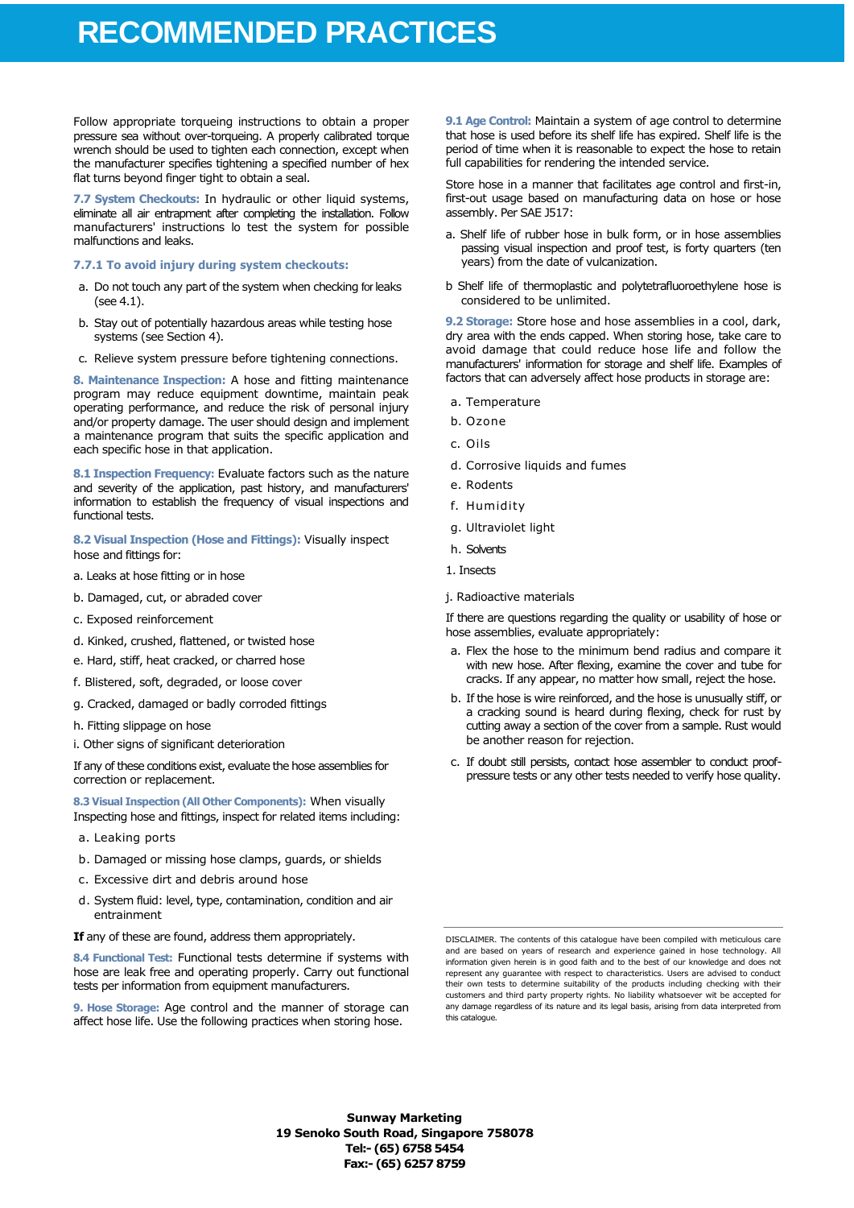# RECOMMENDED PRACTICES

Follow appropriate torqueing instructions to obtain a proper pressure sea without over-torqueing. A properly calibrated torque wrench should be used to tighten each connection, except when the manufacturer specifies tightening a specified number of hex flat turns beyond finger tight to obtain a seal.

**7.7 System Checkouts:** In hydraulic or other liquid systems, eliminate all air entrapment after completing the installation. Follow manufacturers' instructions lo test the system for possible malfunctions and leaks.

**7.7.1 To avoid injury during system checkouts:**

a. Do not touch any part of the system when checking for leaks (see 4.1).

b. Stay out of potentially hazardous areas while testing hose systems (see Section 4).

c. Relieve system pressure before tightening connections.

**8. Maintenance Inspection:** A hose and fitting maintenance program may reduce equipment downtime, maintain peak operating performance, and reduce the risk of personal injury and/or property damage. The user should design and implement a maintenance program that suits the specific application and each specific hose in that application.

**8.1 Inspection Frequency:** Evaluate factors such as the nature and severity of the application, past history, and manufacturers' information to establish the frequency of visual inspections and functional tests.

**8.2 Visual Inspection (Hose and Fittings):** Visually inspect hose and fittings for:

a. Leaks at hose fitting or in hose

b. Damaged, cut, or abraded cover

c. Exposed reinforcement

d. Kinked, crushed, flattened, or twisted hose

e. Hard, stiff, heat cracked, or charred hose

f. Blistered, soft, degraded, or loose cover

g. Cracked, damaged or badly corroded fittings

h. Fitting slippage on hose

i. Other signs of significant deterioration

If any of these conditions exist, evaluate the hose assemblies for correction or replacement.

**8.3 Visual Inspection (All Other Components):** When visually Inspecting hose and fittings, inspect for related items including:

a. Leaking ports

b. Damaged or missing hose clamps, guards, or shields

c. Excessive dirt and debris around hose

d. System fluid: level, type, contamination, condition and air entrainment

**If** any of these are found, address them appropriately.

**8.4 Functional Test:** Functional tests determine if systems with hose are leak free and operating properly. Carry out functional tests per information from equipment manufacturers.

**9. Hose Storage:** Age control and the manner of storage can affect hose life. Use the following practices when storing hose.

**9.1 Age Control:** Maintain a system of age control to determine that hose is used before its shelf life has expired. Shelf life is the period of time when it is reasonable to expect the hose to retain full capabilities for rendering the intended service.

Store hose in a manner that facilitates age control and first-in, first-out usage based on manufacturing data on hose or hose assembly. Per SAE J517:

a. Shelf life of rubber hose in bulk form, or in hose assemblies passing visual inspection and proof test, is forty quarters (ten years) from the date of vulcanization.

b Shelf life of thermoplastic and polytetrafluoroethylene hose is considered to be unlimited.

**9.2 Storage:** Store hose and hose assemblies in a cool, dark, dry area with the ends capped. When storing hose, take care to avoid damage that could reduce hose life and follow the manufacturers' information for storage and shelf life. Examples of factors that can adversely affect hose products in storage are:

a. Temperature

b. Ozone

c. Oils

d. Corrosive liquids and fumes

e. Rodents

f. Humidity

g. Ultraviolet light

h. Solvents

1. Insects

j. Radioactive materials

If there are questions regarding the quality or usability of hose or hose assemblies, evaluate appropriately:

a. Flex the hose to the minimum bend radius and compare it with new hose. After flexing, examine the cover and tube for cracks. If any appear, no matter how small, reject the hose.

b. If the hose is wire reinforced, and the hose is unusually stiff, or a cracking sound is heard during flexing, check for rust by cutting away a section of the cover from a sample. Rust would be another reason for rejection.

c. If doubt still persists, contact hose assembler to conduct proof-pressure tests or any other tests needed to verify hose quality.

DISCLAIMER. The contents of this catalogue have been compiled with meticulous care and are based on years of research and experience gained in hose technology. All information given herein is in good faith and to the best of our knowledge and does not represent any guarantee with respect to characteristics. Users are advised to conduct their own tests to determine suitability of the products including checking with their customers and third party property rights. No liability whatsoever wit be accepted for any damage regardless of its nature and its legal basis, arising from data interpreted from this catalogue.

**Sunway Marketing**
**19 Senoko South Road, Singapore 758078**
**Tel:- (65) 6758 5454**
**Fax:- (65) 6257 8759**